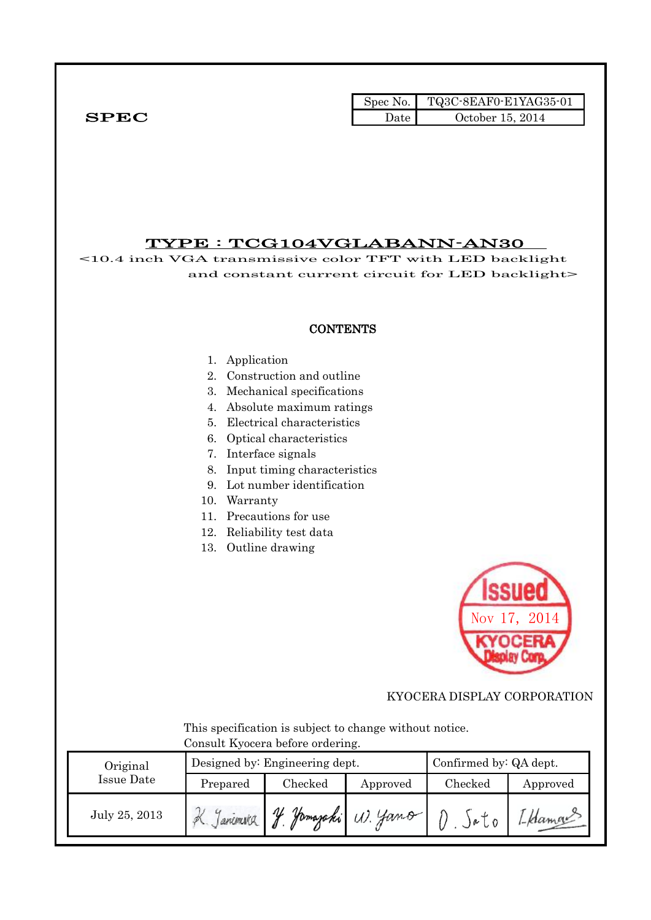**SPEC**

| Spec No. | TQ3C-8EAF0-E1YAG35-01 |
| --- | --- |
| Date | October 15, 2014 |

# TYPE : TCG104VGLABANN-AN30

<10.4 inch VGA transmissive color TFT with LED backlight and constant current circuit for LED backlight>

## CONTENTS

1. Application
2. Construction and outline
3. Mechanical specifications
4. Absolute maximum ratings
5. Electrical characteristics
6. Optical characteristics
7. Interface signals
8. Input timing characteristics
9. Lot number identification
10. Warranty
11. Precautions for use
12. Reliability test data
13. Outline drawing

Issued
Nov 17, 2014
KYOCERA Display Corp.

KYOCERA DISPLAY CORPORATION

This specification is subject to change without notice.
Consult Kyocera before ordering.

| Original Issue Date | Designed by: Engineering dept. | | | Confirmed by: QA dept. | |
| --- | --- | --- | --- | --- | --- |
| | Prepared | Checked | Approved | Checked | Approved |
| July 25, 2013 | K. Tanimura | Y. Yamazaki | W. Yano | O. Sato | I. Hamano |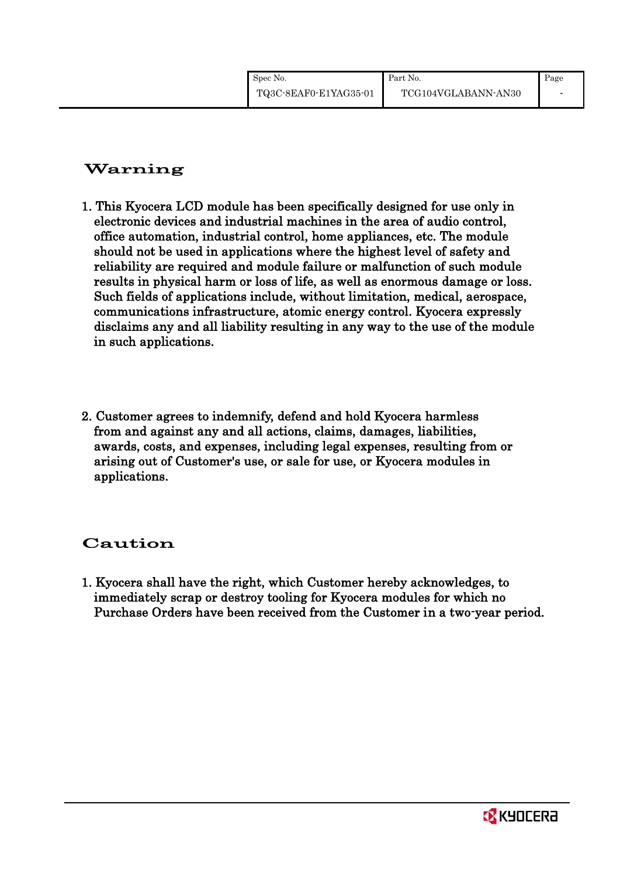## Warning

1. This Kyocera LCD module has been specifically designed for use only in electronic devices and industrial machines in the area of audio control, office automation, industrial control, home appliances, etc. The module should not be used in applications where the highest level of safety and reliability are required and module failure or malfunction of such module results in physical harm or loss of life, as well as enormous damage or loss. Such fields of applications include, without limitation, medical, aerospace, communications infrastructure, atomic energy control. Kyocera expressly disclaims any and all liability resulting in any way to the use of the module in such applications.

2. Customer agrees to indemnify, defend and hold Kyocera harmless from and against any and all actions, claims, damages, liabilities, awards, costs, and expenses, including legal expenses, resulting from or arising out of Customer's use, or sale for use, or Kyocera modules in applications.

## Caution

1. Kyocera shall have the right, which Customer hereby acknowledges, to immediately scrap or destroy tooling for Kyocera modules for which no Purchase Orders have been received from the Customer in a two-year period.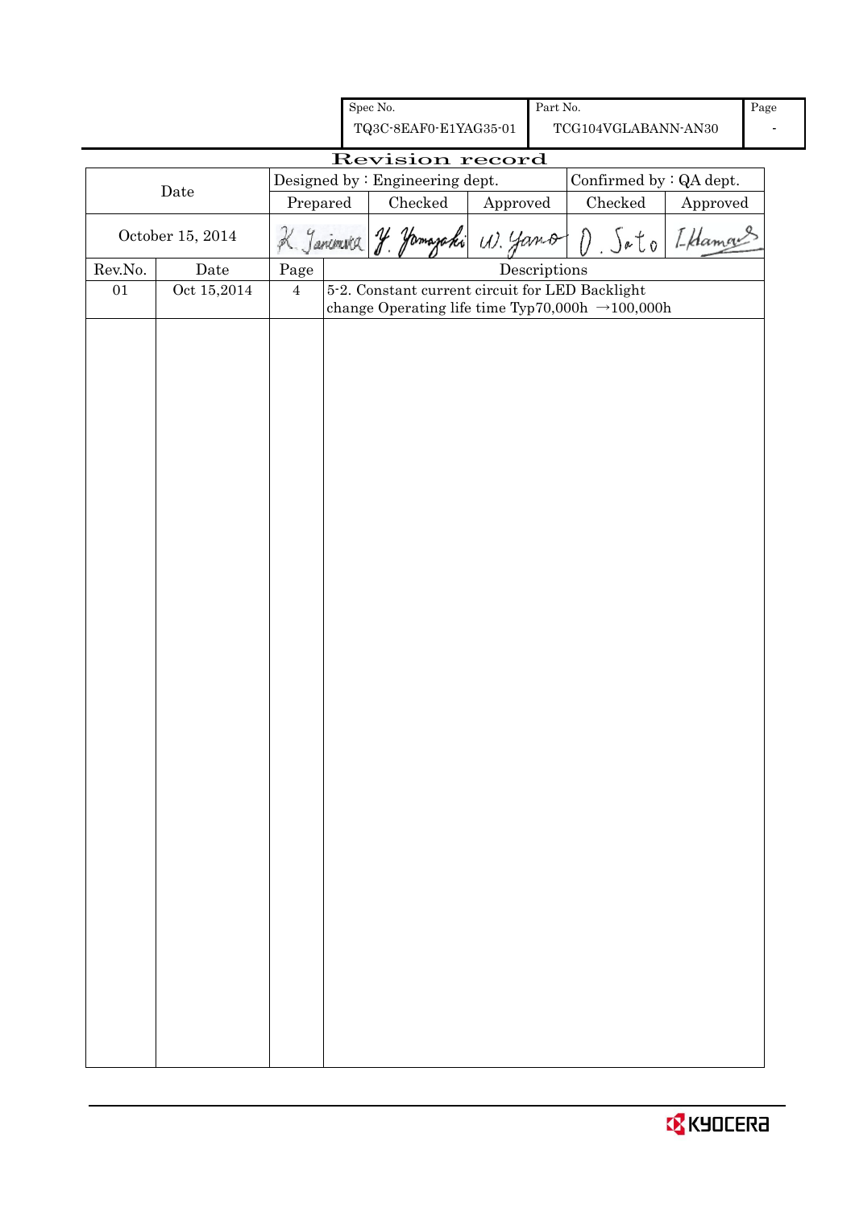| Spec No. | Part No. | Page |
|---|---|---|
| TQ3C-8EAF0-E1YAG35-01 | TCG104VGLABANN-AN30 | - |

# Revision record

| Date | Designed by : Engineering dept. | | | Confirmed by : QA dept. | |
|---|---|---|---|---|---|
| | Prepared | Checked | Approved | Checked | Approved |
| October 15, 2014 | K. Tanimura | Y. Yamazaki | W. Yano | O. Sato | I. Hamano |

| Rev.No. | Date | Page | Descriptions |
|---|---|---|---|
| 01 | Oct 15,2014 | 4 | 5-2. Constant current circuit for LED Backlight<br>change Operating life time Typ70,000h →100,000h |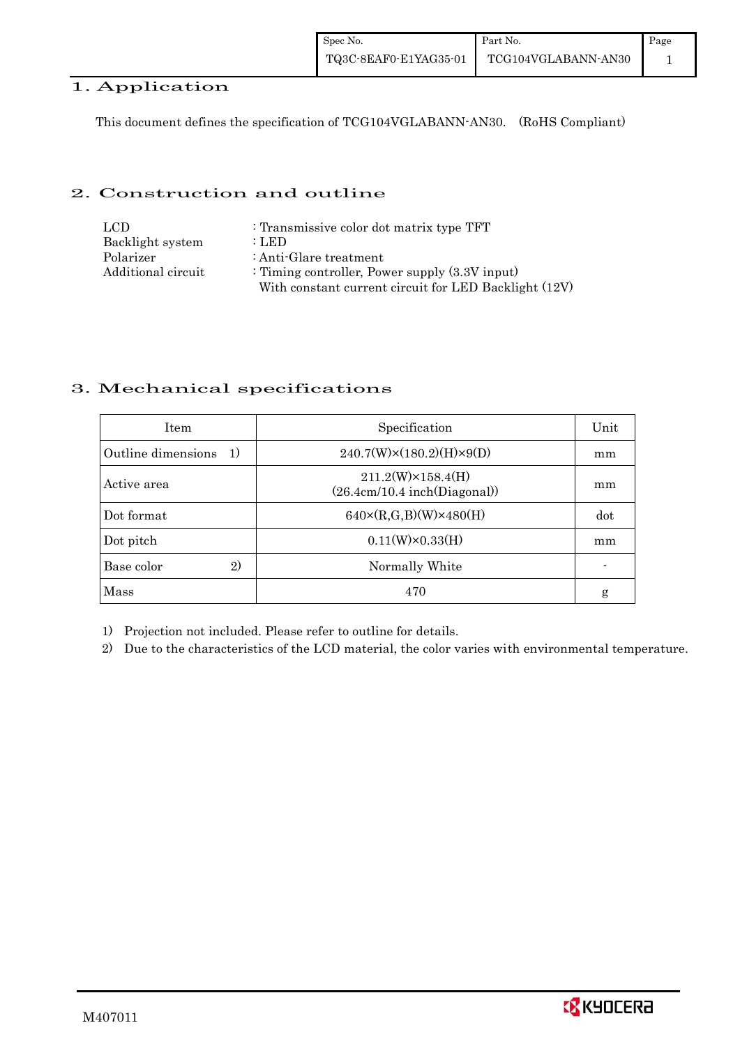## 1. Application

This document defines the specification of TCG104VGLABANN-AN30. (RoHS Compliant)

## 2. Construction and outline

LCD : Transmissive color dot matrix type TFT
Backlight system : LED
Polarizer : Anti-Glare treatment
Additional circuit : Timing controller, Power supply (3.3V input)
With constant current circuit for LED Backlight (12V)

## 3. Mechanical specifications

| Item | Specification | Unit |
|---|---|---|
| Outline dimensions 1) | 240.7(W)×(180.2)(H)×9(D) | mm |
| Active area | 211.2(W)×158.4(H) (26.4cm/10.4 inch(Diagonal)) | mm |
| Dot format | 640×(R,G,B)(W)×480(H) | dot |
| Dot pitch | 0.11(W)×0.33(H) | mm |
| Base color 2) | Normally White | - |
| Mass | 470 | g |

1) Projection not included. Please refer to outline for details.
2) Due to the characteristics of the LCD material, the color varies with environmental temperature.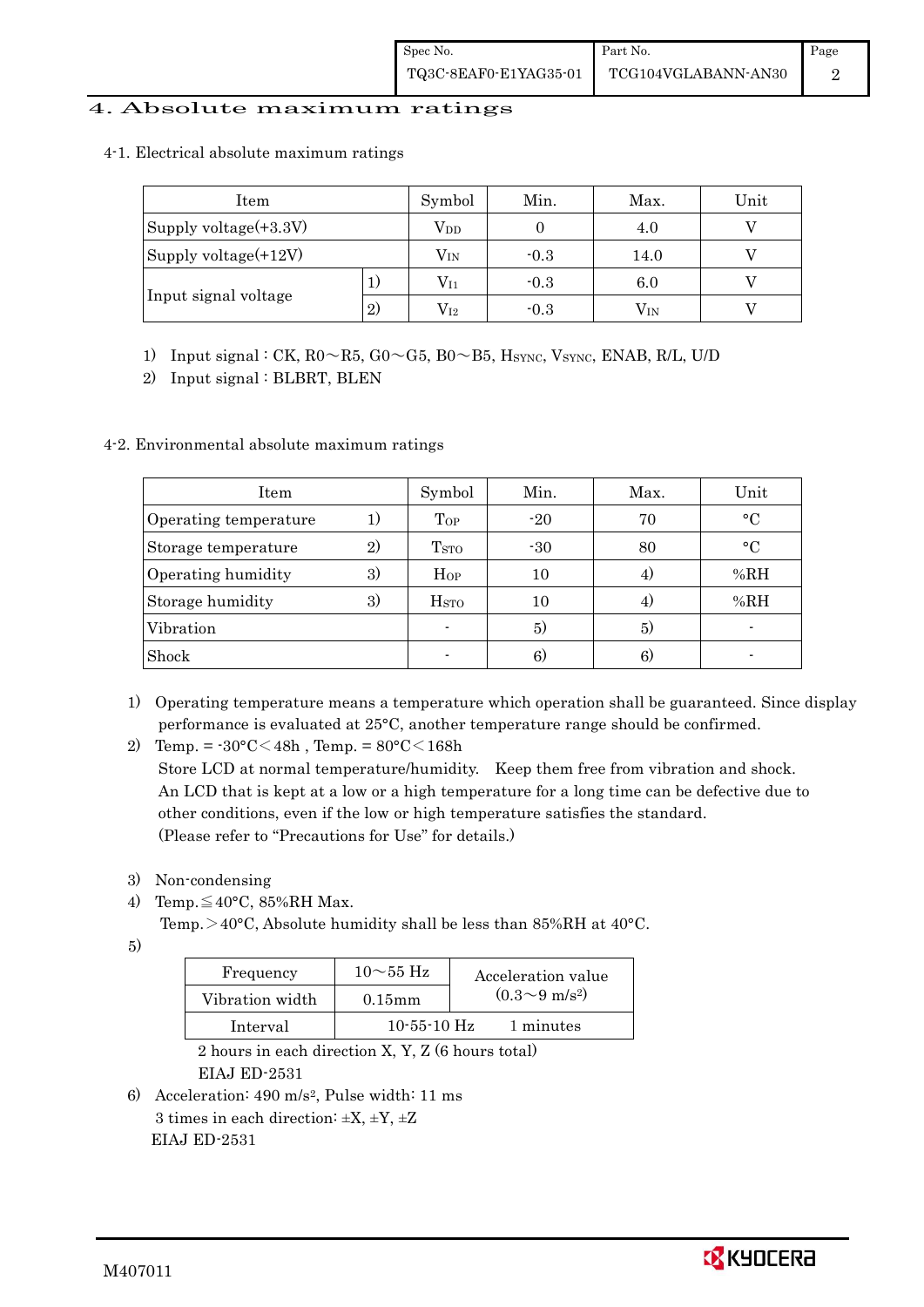## 4. Absolute maximum ratings

### 4-1. Electrical absolute maximum ratings

| Item | | Symbol | Min. | Max. | Unit |
|---|---|---|---|---|---|
| Supply voltage(+3.3V) | | $V_{DD}$ | 0 | 4.0 | V |
| Supply voltage(+12V) | | $V_{IN}$ | -0.3 | 14.0 | V |
| Input signal voltage | 1) | $V_{I1}$ | -0.3 | 6.0 | V |
| | 2) | $V_{I2}$ | -0.3 | $V_{IN}$ | V |

1) Input signal : CK, R0～R5, G0～G5, B0～B5, $H_{SYNC}$, $V_{SYNC}$, ENAB, R/L, U/D

2) Input signal : BLBRT, BLEN

### 4-2. Environmental absolute maximum ratings

| Item | | Symbol | Min. | Max. | Unit |
|---|---|---|---|---|---|
| Operating temperature | 1) | $T_{OP}$ | -20 | 70 | °C |
| Storage temperature | 2) | $T_{STO}$ | -30 | 80 | °C |
| Operating humidity | 3) | $H_{OP}$ | 10 | 4) | %RH |
| Storage humidity | 3) | $H_{STO}$ | 10 | 4) | %RH |
| Vibration | | - | 5) | 5) | - |
| Shock | | - | 6) | 6) | - |

1) Operating temperature means a temperature which operation shall be guaranteed. Since display performance is evaluated at 25°C, another temperature range should be confirmed.

2) Temp. = -30°C＜48h , Temp. = 80°C＜168h
Store LCD at normal temperature/humidity. Keep them free from vibration and shock.
An LCD that is kept at a low or a high temperature for a long time can be defective due to other conditions, even if the low or high temperature satisfies the standard.
(Please refer to "Precautions for Use" for details.)

3) Non-condensing

4) Temp.≦40°C, 85%RH Max.
Temp.＞40°C, Absolute humidity shall be less than 85%RH at 40°C.

5)

| Frequency | 10～55 Hz | Acceleration value ($0.3$～$9\ m/s^2$) |
|---|---|---|
| Vibration width | 0.15mm | |
| Interval | 10-55-10 Hz | 1 minutes |

2 hours in each direction X, Y, Z (6 hours total)
EIAJ ED-2531

6) Acceleration: 490 $m/s^2$, Pulse width: 11 ms
3 times in each direction: ±X, ±Y, ±Z
EIAJ ED-2531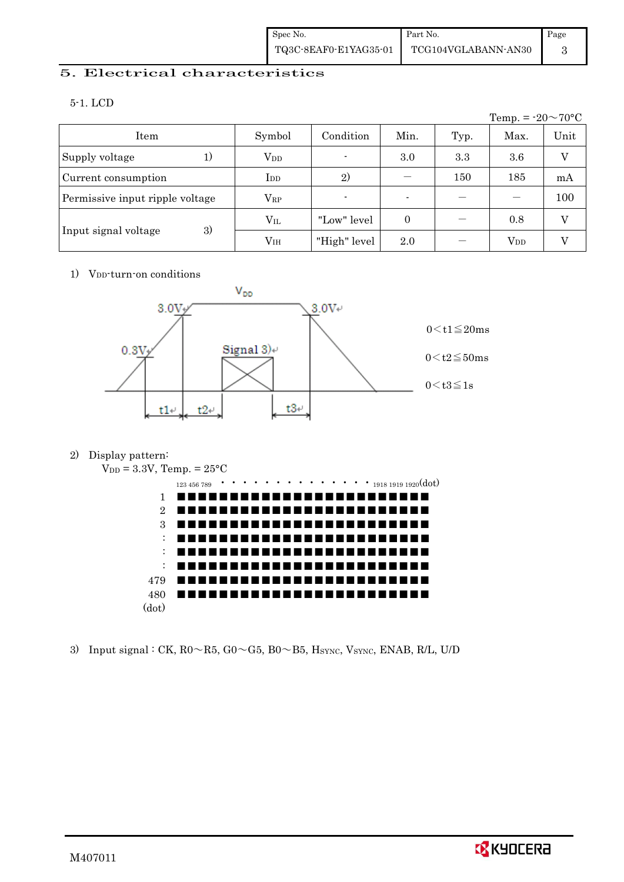## 5. Electrical characteristics

### 5-1. LCD

Temp. = -20～70°C

| Item | | Symbol | Condition | Min. | Typ. | Max. | Unit |
|---|---|---|---|---|---|---|---|
| Supply voltage | 1) | $V_{DD}$ | - | 3.0 | 3.3 | 3.6 | V |
| Current consumption | | $I_{DD}$ | 2) | — | 150 | 185 | mA |
| Permissive input ripple voltage | | $V_{RP}$ | - | - | — | — | 100 |
| Input signal voltage | 3) | $V_{IL}$ | "Low" level | 0 | — | 0.8 | V |
| | | $V_{IH}$ | "High" level | 2.0 | — | $V_{DD}$ | V |

1) $V_{DD}$-turn-on conditions

$V_{DD}$

3.0V　　3.0V

0.3V　　Signal 3)

t1　t2　t3

$0 < t1 \leqq 20ms$

$0 < t2 \leqq 50ms$

$0 < t3 \leqq 1s$

2) Display pattern:

$V_{DD}$ = 3.3V, Temp. = 25°C

123 456 789 ・・・・・・・・・・・・・・ 1918 1919 1920(dot)

1, 2, 3, :, :, :, 479, 480 (dot)

3) Input signal : CK, R0～R5, G0～G5, B0～B5, $H_{SYNC}$, $V_{SYNC}$, ENAB, R/L, U/D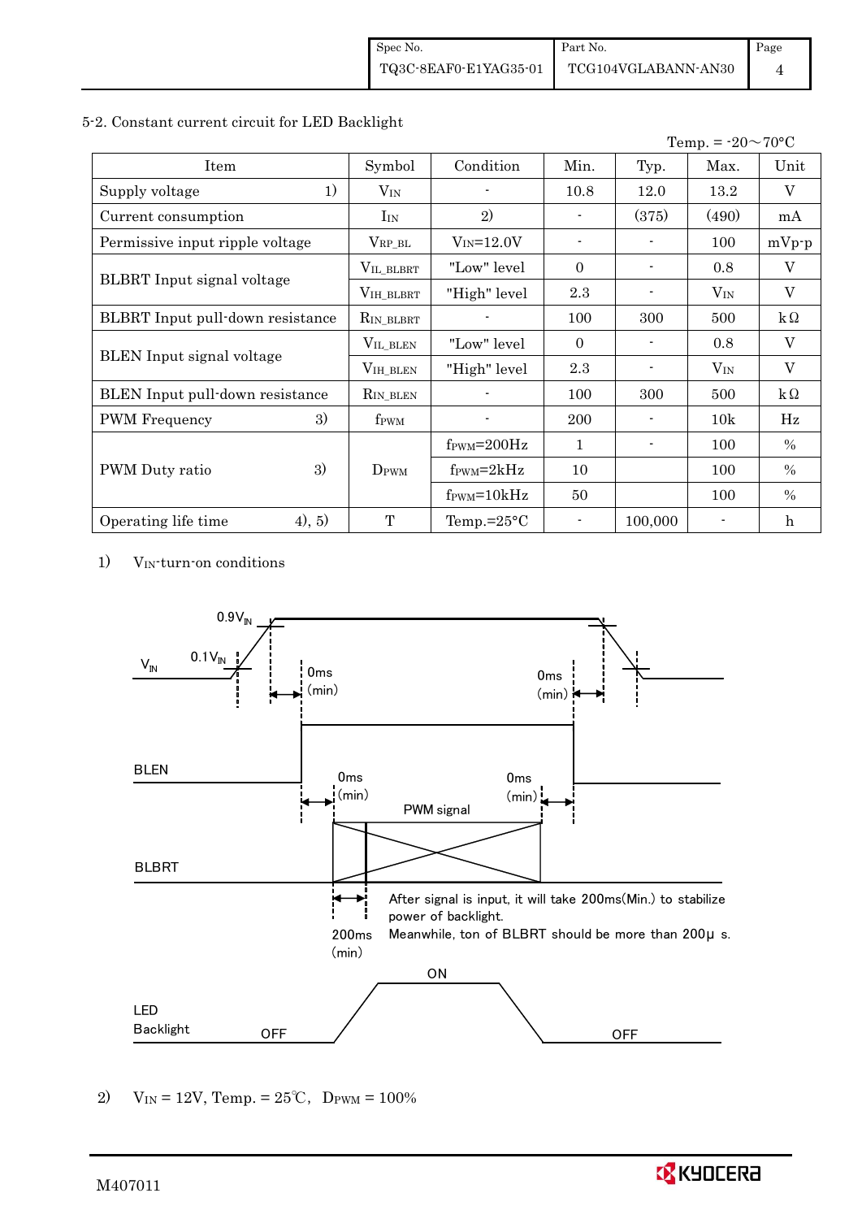## 5-2. Constant current circuit for LED Backlight

Temp. = -20～70°C

| Item | Symbol | Condition | Min. | Typ. | Max. | Unit |
|---|---|---|---|---|---|---|
| Supply voltage 1) | $V_{IN}$ | - | 10.8 | 12.0 | 13.2 | V |
| Current consumption | $I_{IN}$ | 2) | - | (375) | (490) | mA |
| Permissive input ripple voltage | $V_{RP\_BL}$ | $V_{IN}$=12.0V | - | - | 100 | mVp-p |
| BLBRT Input signal voltage | $V_{IL\_BLBRT}$ | "Low" level | 0 | - | 0.8 | V |
| | $V_{IH\_BLBRT}$ | "High" level | 2.3 | - | $V_{IN}$ | V |
| BLBRT Input pull-down resistance | $R_{IN\_BLBRT}$ | - | 100 | 300 | 500 | kΩ |
| BLEN Input signal voltage | $V_{IL\_BLEN}$ | "Low" level | 0 | - | 0.8 | V |
| | $V_{IH\_BLEN}$ | "High" level | 2.3 | - | $V_{IN}$ | V |
| BLEN Input pull-down resistance | $R_{IN\_BLEN}$ | - | 100 | 300 | 500 | kΩ |
| PWM Frequency 3) | $f_{PWM}$ | - | 200 | - | 10k | Hz |
| PWM Duty ratio 3) | $D_{PWM}$ | $f_{PWM}$=200Hz | 1 | - | 100 | % |
| | | $f_{PWM}$=2kHz | 10 | | 100 | % |
| | | $f_{PWM}$=10kHz | 50 | | 100 | % |
| Operating life time 4), 5) | T | Temp.=25°C | - | 100,000 | - | h |

1) $V_{IN}$-turn-on conditions

$V_{IN}$: 0.1$V_{IN}$ / 0.9$V_{IN}$; 0ms (min); 0ms (min)

BLEN: 0ms (min); 0ms (min)

BLBRT: PWM signal; 200ms (min)

After signal is input, it will take 200ms(Min.) to stabilize power of backlight.
Meanwhile, ton of BLBRT should be more than 200μ s.

LED Backlight: OFF / ON / OFF

2) $V_{IN}$ = 12V, Temp. = 25℃, $D_{PWM}$ = 100%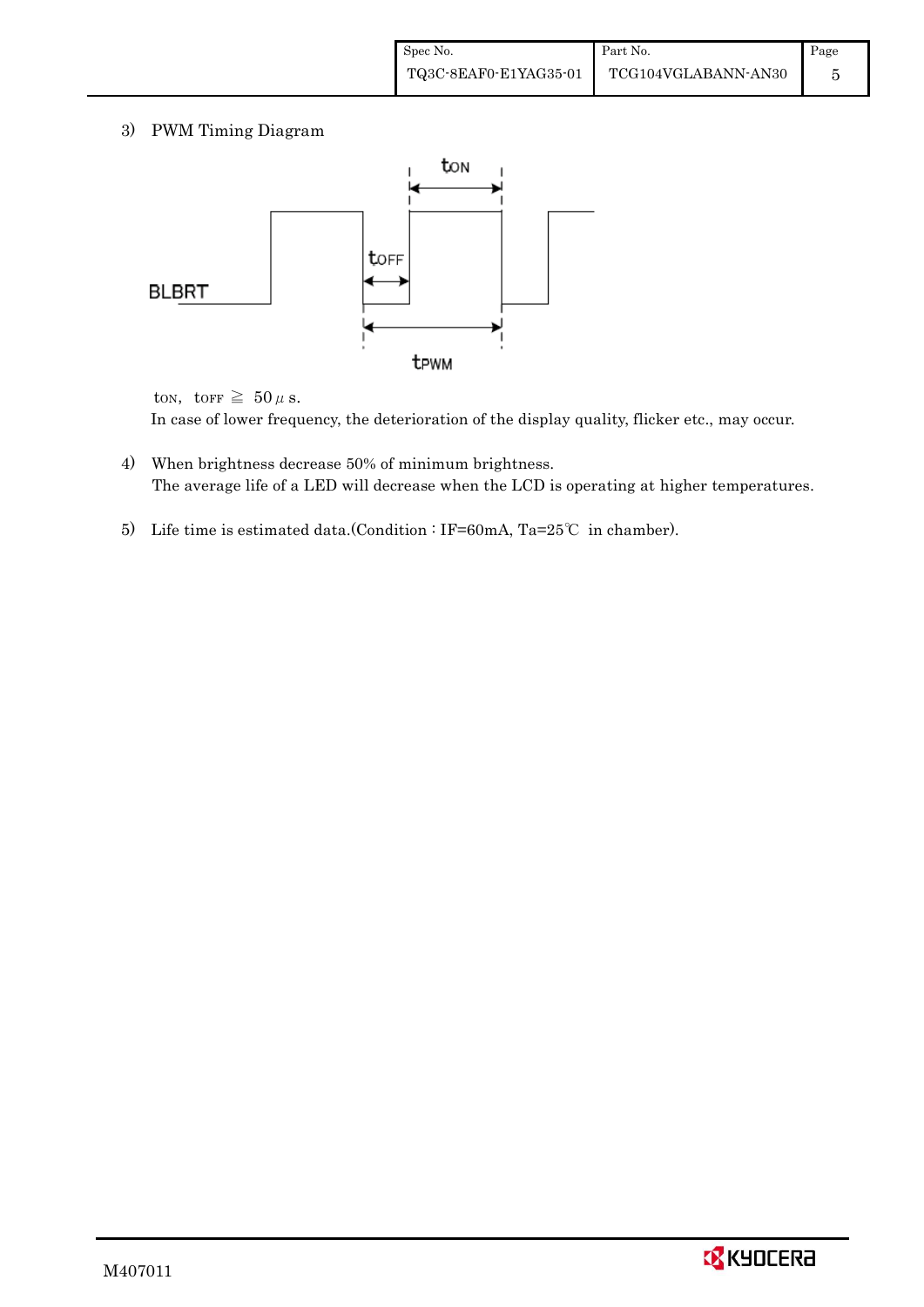3) PWM Timing Diagram

$t_{ON}$, $t_{OFF} \geqq 50\mu s$.

In case of lower frequency, the deterioration of the display quality, flicker etc., may occur.

4) When brightness decrease 50% of minimum brightness.
The average life of a LED will decrease when the LCD is operating at higher temperatures.

5) Life time is estimated data.(Condition : IF=60mA, Ta=25℃ in chamber).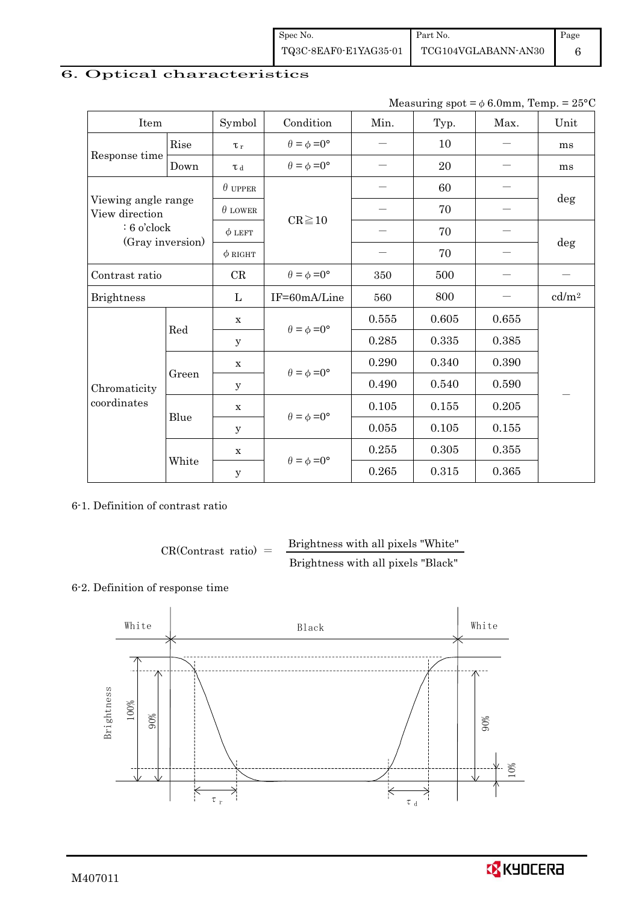## 6. Optical characteristics

Measuring spot = $\phi$ 6.0mm, Temp. = 25°C

| Item | | Symbol | Condition | Min. | Typ. | Max. | Unit |
|---|---|---|---|---|---|---|---|
| Response time | Rise | $\tau_r$ | $\theta = \phi = 0°$ | — | 10 | — | ms |
| | Down | $\tau_d$ | $\theta = \phi = 0°$ | — | 20 | — | ms |
| Viewing angle range View direction : 6 o'clock (Gray inversion) | | $\theta$ UPPER | CR≧10 | — | 60 | — | deg |
| | | $\theta$ LOWER | | — | 70 | — | |
| | | $\phi$ LEFT | | — | 70 | — | deg |
| | | $\phi$ RIGHT | | — | 70 | — | |
| Contrast ratio | | CR | $\theta = \phi = 0°$ | 350 | 500 | — | — |
| Brightness | | L | IF=60mA/Line | 560 | 800 | — | cd/m² |
| Chromaticity coordinates | Red | x | $\theta = \phi = 0°$ | 0.555 | 0.605 | 0.655 | — |
| | | y | | 0.285 | 0.335 | 0.385 | |
| | Green | x | $\theta = \phi = 0°$ | 0.290 | 0.340 | 0.390 | |
| | | y | | 0.490 | 0.540 | 0.590 | |
| | Blue | x | $\theta = \phi = 0°$ | 0.105 | 0.155 | 0.205 | |
| | | y | | 0.055 | 0.105 | 0.155 | |
| | White | x | $\theta = \phi = 0°$ | 0.255 | 0.305 | 0.355 | |
| | | y | | 0.265 | 0.315 | 0.365 | |

6-1. Definition of contrast ratio

$$\text{CR(Contrast ratio)} = \frac{\text{Brightness with all pixels "White"}}{\text{Brightness with all pixels "Black"}}$$

6-2. Definition of response time

White — Black — White

Brightness: 100%, 90%, 10%

$\tau_r$ $\tau_d$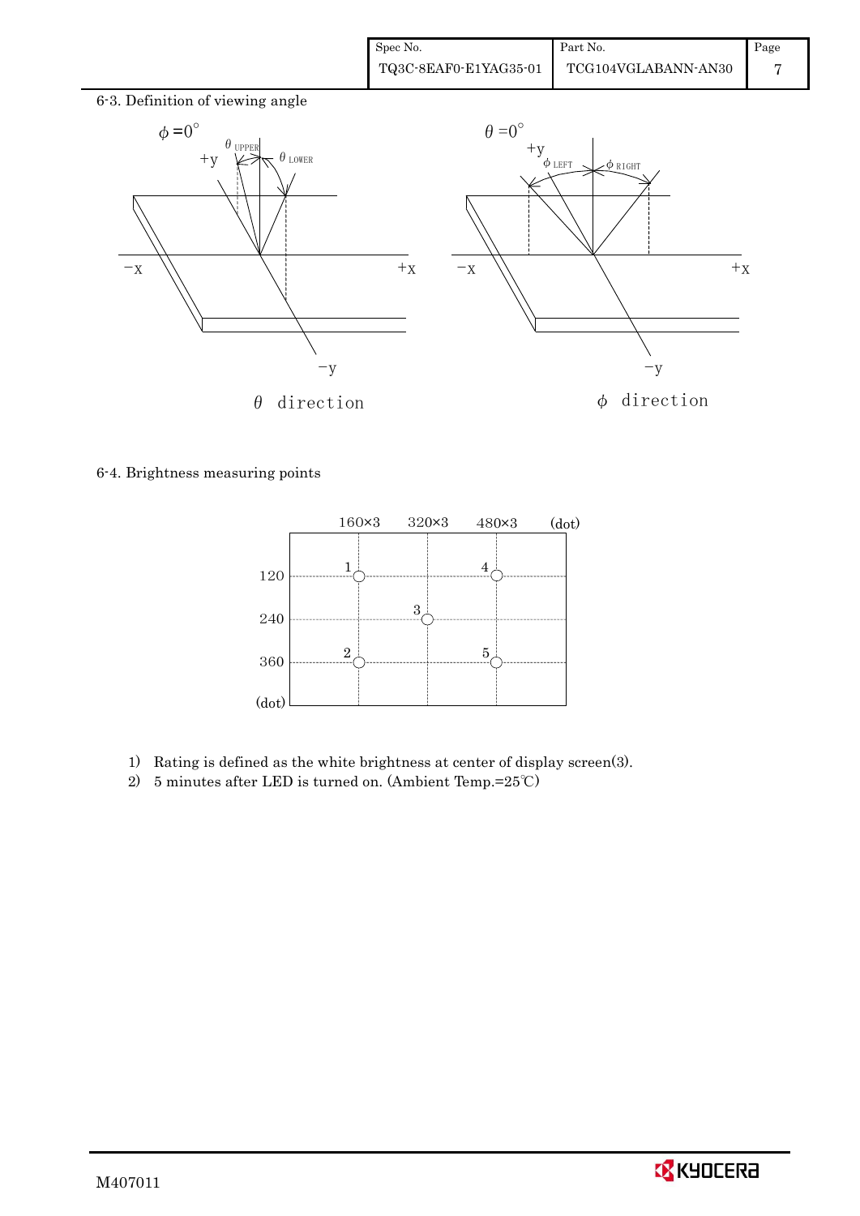6-3. Definition of viewing angle

$\phi = 0°$ $\theta_{UPPER}$ $\theta_{LOWER}$ +y −x +x −y

$\theta$ direction

$\theta = 0°$ $\phi_{LEFT}$ $\phi_{RIGHT}$ +y −x +x −y

$\phi$ direction

6-4. Brightness measuring points

| (dot) | 160×3 | 320×3 | 480×3 |
|---|---|---|---|
| 120 | 1 | | 4 |
| 240 | | 3 | |
| 360 | 2 | | 5 |

1) Rating is defined as the white brightness at center of display screen(3).
2) 5 minutes after LED is turned on. (Ambient Temp.=25℃)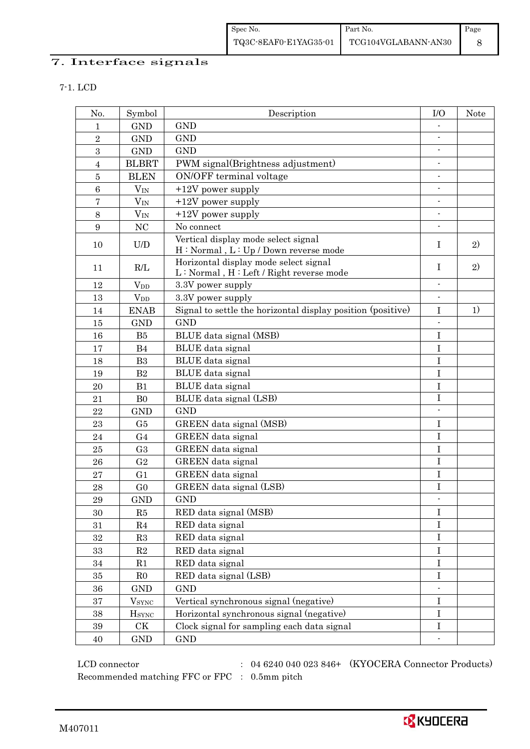## 7. Interface signals

### 7-1. LCD

| No. | Symbol | Description | I/O | Note |
|---|---|---|---|---|
| 1 | GND | GND | - | |
| 2 | GND | GND | - | |
| 3 | GND | GND | - | |
| 4 | BLBRT | PWM signal(Brightness adjustment) | - | |
| 5 | BLEN | ON/OFF terminal voltage | - | |
| 6 | $V_{IN}$ | +12V power supply | - | |
| 7 | $V_{IN}$ | +12V power supply | - | |
| 8 | $V_{IN}$ | +12V power supply | - | |
| 9 | NC | No connect | - | |
| 10 | U/D | Vertical display mode select signal<br>H : Normal , L : Up / Down reverse mode | I | 2) |
| 11 | R/L | Horizontal display mode select signal<br>L : Normal , H : Left / Right reverse mode | I | 2) |
| 12 | $V_{DD}$ | 3.3V power supply | - | |
| 13 | $V_{DD}$ | 3.3V power supply | - | |
| 14 | ENAB | Signal to settle the horizontal display position (positive) | I | 1) |
| 15 | GND | GND | - | |
| 16 | B5 | BLUE data signal (MSB) | I | |
| 17 | B4 | BLUE data signal | I | |
| 18 | B3 | BLUE data signal | I | |
| 19 | B2 | BLUE data signal | I | |
| 20 | B1 | BLUE data signal | I | |
| 21 | B0 | BLUE data signal (LSB) | I | |
| 22 | GND | GND | - | |
| 23 | G5 | GREEN data signal (MSB) | I | |
| 24 | G4 | GREEN data signal | I | |
| 25 | G3 | GREEN data signal | I | |
| 26 | G2 | GREEN data signal | I | |
| 27 | G1 | GREEN data signal | I | |
| 28 | G0 | GREEN data signal (LSB) | I | |
| 29 | GND | GND | - | |
| 30 | R5 | RED data signal (MSB) | I | |
| 31 | R4 | RED data signal | I | |
| 32 | R3 | RED data signal | I | |
| 33 | R2 | RED data signal | I | |
| 34 | R1 | RED data signal | I | |
| 35 | R0 | RED data signal (LSB) | I | |
| 36 | GND | GND | - | |
| 37 | $V_{SYNC}$ | Vertical synchronous signal (negative) | I | |
| 38 | $H_{SYNC}$ | Horizontal synchronous signal (negative) | I | |
| 39 | CK | Clock signal for sampling each data signal | I | |
| 40 | GND | GND | - | |

LCD connector : 04 6240 040 023 846+ (KYOCERA Connector Products)
Recommended matching FFC or FPC : 0.5mm pitch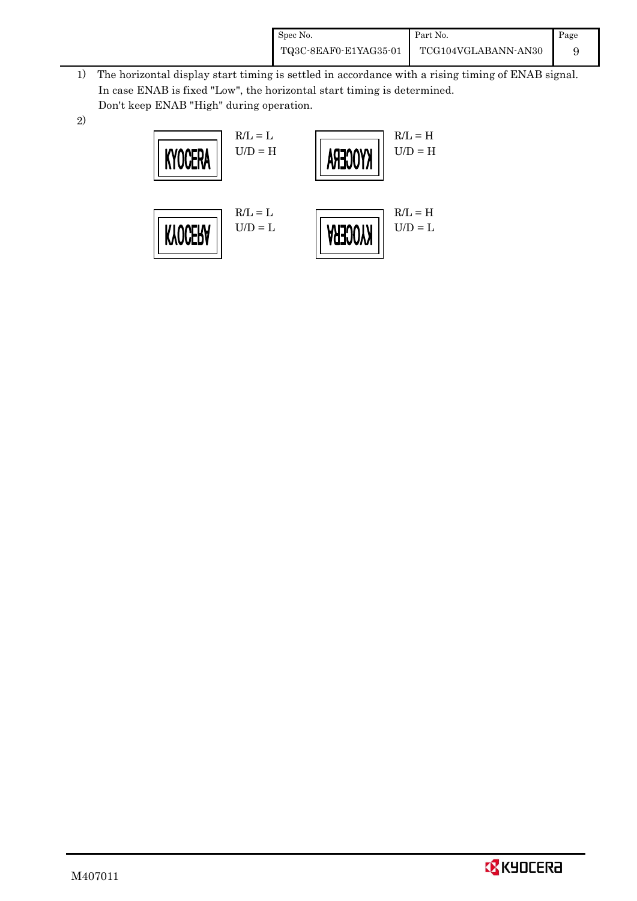1) The horizontal display start timing is settled in accordance with a rising timing of ENAB signal.
   In case ENAB is fixed "Low", the horizontal start timing is determined.
   Don't keep ENAB "High" during operation.

2)

| | | | |
|---|---|---|---|
| KYOCERA | R/L = L<br>U/D = H | KYOCERA (mirrored horizontally) | R/L = H<br>U/D = H |
| KYOCERA (flipped vertically) | R/L = L<br>U/D = L | KYOCERA (rotated 180°) | R/L = H<br>U/D = L |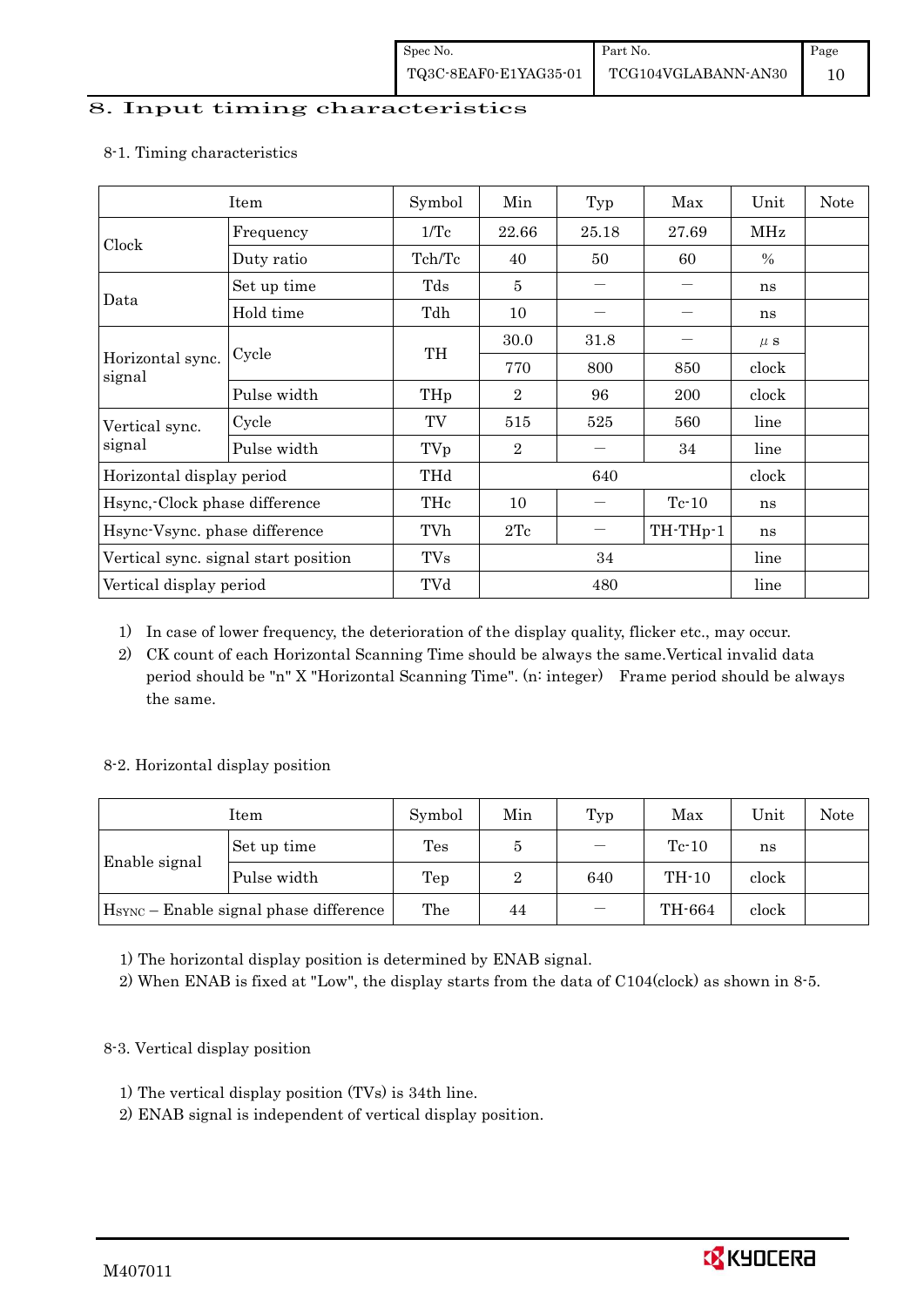## 8. Input timing characteristics

### 8-1. Timing characteristics

| Item | | Symbol | Min | Typ | Max | Unit | Note |
|---|---|---|---|---|---|---|---|
| Clock | Frequency | 1/Tc | 22.66 | 25.18 | 27.69 | MHz | |
| | Duty ratio | Tch/Tc | 40 | 50 | 60 | % | |
| Data | Set up time | Tds | 5 | — | — | ns | |
| | Hold time | Tdh | 10 | — | — | ns | |
| Horizontal sync. signal | Cycle | TH | 30.0 | 31.8 | — | μs | |
| | | | 770 | 800 | 850 | clock | |
| | Pulse width | THp | 2 | 96 | 200 | clock | |
| Vertical sync. signal | Cycle | TV | 515 | 525 | 560 | line | |
| | Pulse width | TVp | 2 | — | 34 | line | |
| Horizontal display period | | THd | | 640 | | clock | |
| Hsync,-Clock phase difference | | THc | 10 | — | Tc-10 | ns | |
| Hsync-Vsync. phase difference | | TVh | 2Tc | — | TH-THp-1 | ns | |
| Vertical sync. signal start position | | TVs | | 34 | | line | |
| Vertical display period | | TVd | | 480 | | line | |

1) In case of lower frequency, the deterioration of the display quality, flicker etc., may occur.
2) CK count of each Horizontal Scanning Time should be always the same.Vertical invalid data period should be "n" X "Horizontal Scanning Time". (n: integer) Frame period should be always the same.

### 8-2. Horizontal display position

| Item | | Symbol | Min | Typ | Max | Unit | Note |
|---|---|---|---|---|---|---|---|
| Enable signal | Set up time | Tes | 5 | — | Tc-10 | ns | |
| | Pulse width | Tep | 2 | 640 | TH-10 | clock | |
| $H_{SYNC}$ – Enable signal phase difference | | The | 44 | — | TH-664 | clock | |

1) The horizontal display position is determined by ENAB signal.
2) When ENAB is fixed at "Low", the display starts from the data of C104(clock) as shown in 8-5.

### 8-3. Vertical display position

1) The vertical display position (TVs) is 34th line.
2) ENAB signal is independent of vertical display position.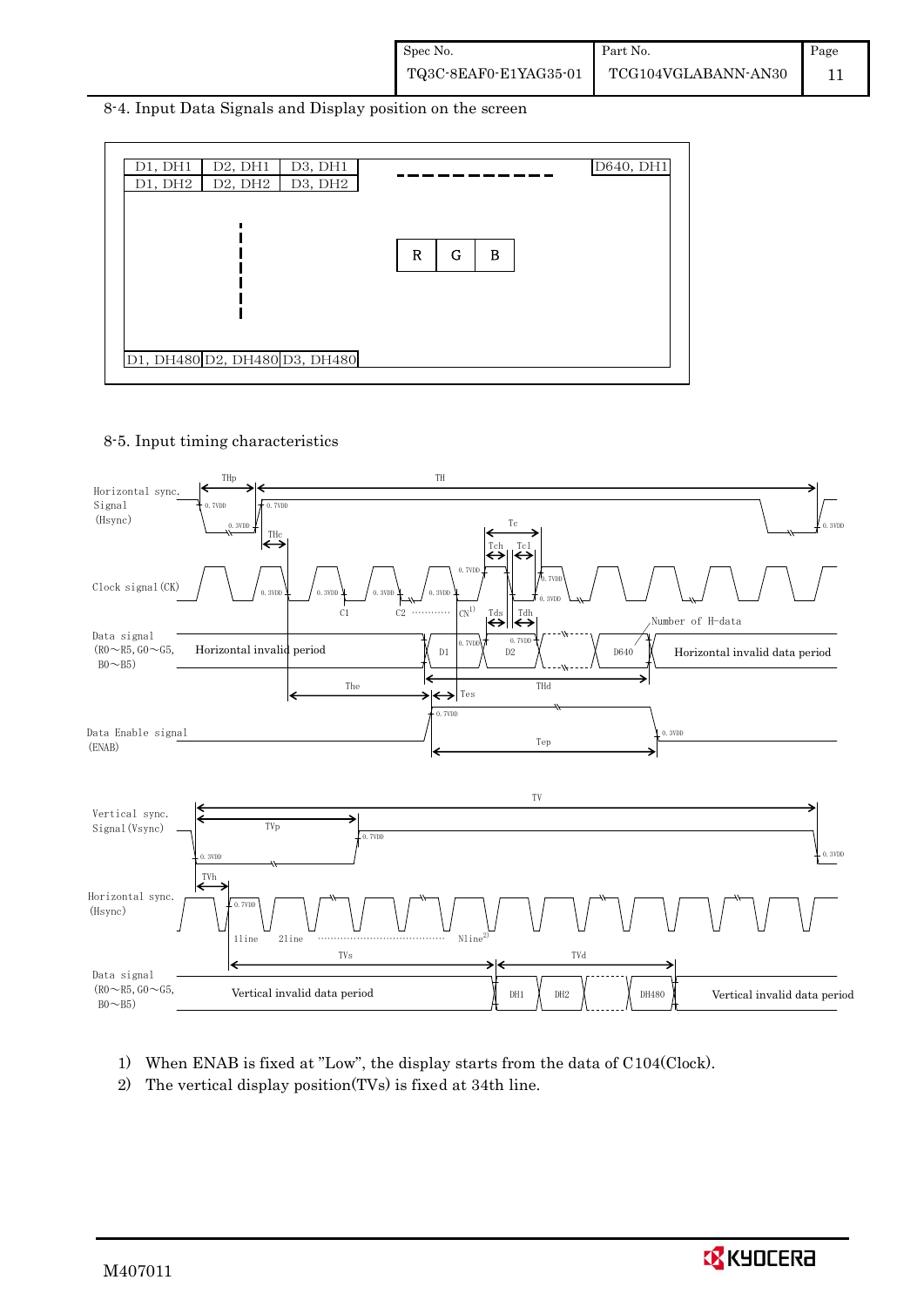## 8-4. Input Data Signals and Display position on the screen

| D1, DH1 | D2, DH1 | D3, DH1 | ---------- | D640, DH1 |
|---|---|---|---|---|
| D1, DH2 | D2, DH2 | D3, DH2 | | |
| ⋮ | | | R G B | |
| D1, DH480 | D2, DH480 | D3, DH480 | | |

## 8-5. Input timing characteristics

Horizontal sync. Signal (Hsync): THp, TH, THc

Clock signal (CK): C1, C2 ……… CN[1], Tc, Tch, Tcl

Data signal (R0～R5, G0～G5, B0～B5): Horizontal invalid period, D1, D2, D640, Horizontal invalid data period; Tds, Tdh, Number of H-data, The, THd, Tes

Data Enable signal (ENAB): Tep

Vertical sync. Signal (Vsync): TV, TVp

Horizontal sync. (Hsync): TVh, 1line, 2line ……… Nline[2]

Data signal (R0～R5, G0～G5, B0～B5): Vertical invalid data period, TVs, TVd, DH1, DH2, DH480, Vertical invalid data period

1) When ENAB is fixed at "Low", the display starts from the data of C104(Clock).

2) The vertical display position(TVs) is fixed at 34th line.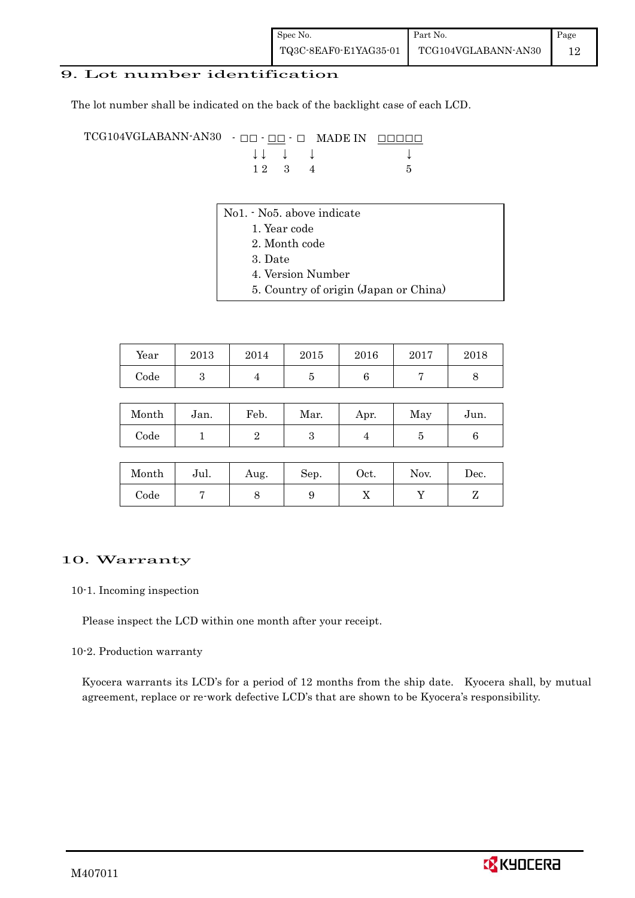# 9. Lot number identification

The lot number shall be indicated on the back of the backlight case of each LCD.

```
TCG104VGLABANN-AN30  - □□ - □□ - □   MADE IN   □□□□□
                       ↓↓    ↓    ↓               ↓
                       1 2   3    4               5
```

No1. - No5. above indicate

1. Year code
2. Month code
3. Date
4. Version Number
5. Country of origin (Japan or China)

| Year | 2013 | 2014 | 2015 | 2016 | 2017 | 2018 |
|---|---|---|---|---|---|---|
| Code | 3 | 4 | 5 | 6 | 7 | 8 |

| Month | Jan. | Feb. | Mar. | Apr. | May | Jun. |
|---|---|---|---|---|---|---|
| Code | 1 | 2 | 3 | 4 | 5 | 6 |

| Month | Jul. | Aug. | Sep. | Oct. | Nov. | Dec. |
|---|---|---|---|---|---|---|
| Code | 7 | 8 | 9 | X | Y | Z |

# 10. Warranty

## 10-1. Incoming inspection

Please inspect the LCD within one month after your receipt.

## 10-2. Production warranty

Kyocera warrants its LCD's for a period of 12 months from the ship date. Kyocera shall, by mutual agreement, replace or re-work defective LCD's that are shown to be Kyocera's responsibility.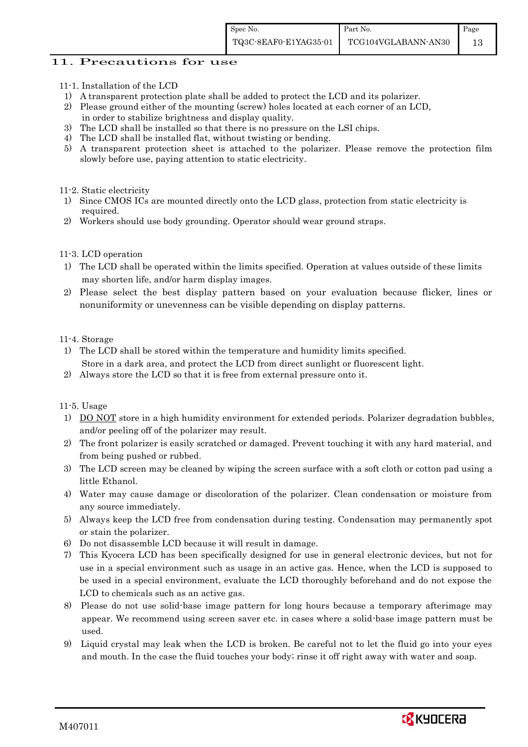# 11. Precautions for use

## 11-1. Installation of the LCD

1) A transparent protection plate shall be added to protect the LCD and its polarizer.
2) Please ground either of the mounting (screw) holes located at each corner of an LCD, in order to stabilize brightness and display quality.
3) The LCD shall be installed so that there is no pressure on the LSI chips.
4) The LCD shall be installed flat, without twisting or bending.
5) A transparent protection sheet is attached to the polarizer. Please remove the protection film slowly before use, paying attention to static electricity.

## 11-2. Static electricity

1) Since CMOS ICs are mounted directly onto the LCD glass, protection from static electricity is required.
2) Workers should use body grounding. Operator should wear ground straps.

## 11-3. LCD operation

1) The LCD shall be operated within the limits specified. Operation at values outside of these limits may shorten life, and/or harm display images.
2) Please select the best display pattern based on your evaluation because flicker, lines or nonuniformity or unevenness can be visible depending on display patterns.

## 11-4. Storage

1) The LCD shall be stored within the temperature and humidity limits specified. Store in a dark area, and protect the LCD from direct sunlight or fluorescent light.
2) Always store the LCD so that it is free from external pressure onto it.

## 11-5. Usage

1) DO NOT store in a high humidity environment for extended periods. Polarizer degradation bubbles, and/or peeling off of the polarizer may result.
2) The front polarizer is easily scratched or damaged. Prevent touching it with any hard material, and from being pushed or rubbed.
3) The LCD screen may be cleaned by wiping the screen surface with a soft cloth or cotton pad using a little Ethanol.
4) Water may cause damage or discoloration of the polarizer. Clean condensation or moisture from any source immediately.
5) Always keep the LCD free from condensation during testing. Condensation may permanently spot or stain the polarizer.
6) Do not disassemble LCD because it will result in damage.
7) This Kyocera LCD has been specifically designed for use in general electronic devices, but not for use in a special environment such as usage in an active gas. Hence, when the LCD is supposed to be used in a special environment, evaluate the LCD thoroughly beforehand and do not expose the LCD to chemicals such as an active gas.
8) Please do not use solid-base image pattern for long hours because a temporary afterimage may appear. We recommend using screen saver etc. in cases where a solid-base image pattern must be used.
9) Liquid crystal may leak when the LCD is broken. Be careful not to let the fluid go into your eyes and mouth. In the case the fluid touches your body; rinse it off right away with water and soap.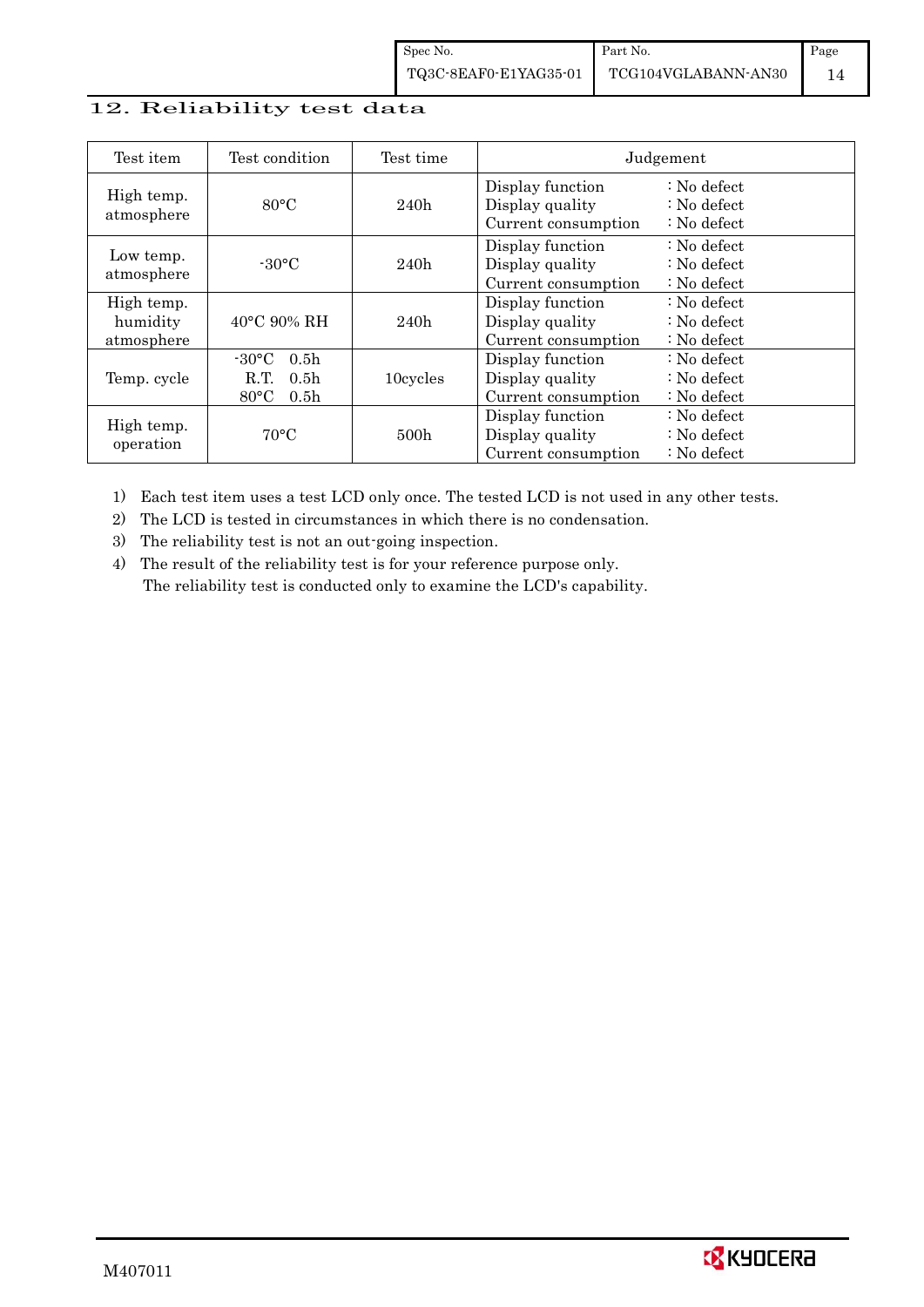## 12. Reliability test data

| Test item | Test condition | Test time | Judgement |
|---|---|---|---|
| High temp. atmosphere | 80°C | 240h | Display function : No defect<br>Display quality : No defect<br>Current consumption : No defect |
| Low temp. atmosphere | -30°C | 240h | Display function : No defect<br>Display quality : No defect<br>Current consumption : No defect |
| High temp. humidity atmosphere | 40°C 90% RH | 240h | Display function : No defect<br>Display quality : No defect<br>Current consumption : No defect |
| Temp. cycle | -30°C 0.5h<br>R.T. 0.5h<br>80°C 0.5h | 10cycles | Display function : No defect<br>Display quality : No defect<br>Current consumption : No defect |
| High temp. operation | 70°C | 500h | Display function : No defect<br>Display quality : No defect<br>Current consumption : No defect |

1) Each test item uses a test LCD only once. The tested LCD is not used in any other tests.
2) The LCD is tested in circumstances in which there is no condensation.
3) The reliability test is not an out-going inspection.
4) The result of the reliability test is for your reference purpose only.
   The reliability test is conducted only to examine the LCD's capability.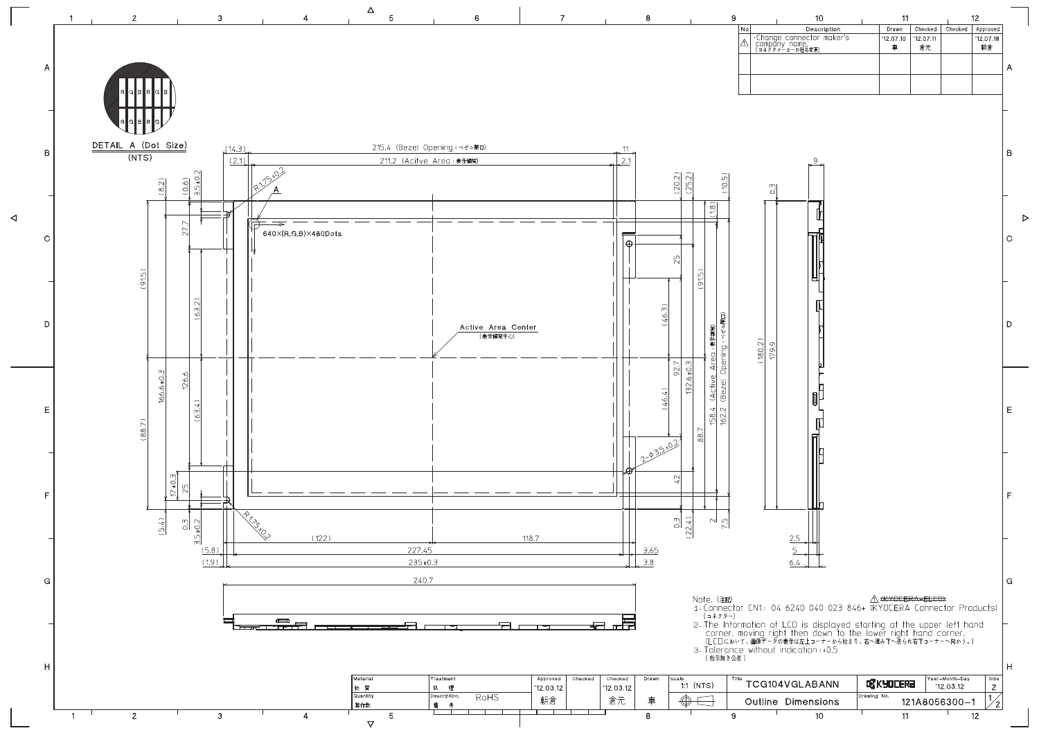| No | Description | Drawn | Checked | Checked | Approved |
|---|---|---|---|---|---|
| ⚠ | ·Change connector maker's company name. (コネクタメーカーの社名変更) | '12.07.10 車 | '12.07.11 倉元 | | '12.07.18 朝倉 |
| | | | | | |
| | | | | | |

DETAIL A (Dot Size)
(NTS)

215.4 (Bezel Opening : ベゼル開口)

211.2 (Acitve Area : 表示領域)

640×(R,G,B)×480Dots

Active Area Center
(表示領域中心)

158.4 (Active Area : 表示領域)

162.2 (Bezel Opening : ベゼル開口)

2-φ3.5±0.2

R1.75±0.2

Note. (注記)

1. Connector CN1: 04 6240 040 023 846+ (KYOCERA Connector Products) (コネクター)
   ⚠ ~~KYOCERA-ELCO~~
2. The Information of LCD is displayed starting at the upper left hand corner, moving right then down to the lower right hand corner.
   (LCDにおいて、画像データの表示は左上コーナーから始まり、右へ進み下へ送られ右下コーナーへ向かう。)
3. Tolerance without indication: ±0.5
   (指示無き公差)

| Material 材質 | Treatment 処理 | Approved | Checked | Checked | Drawn | Scale | Title | | Year-Month-Day | Size |
|---|---|---|---|---|---|---|---|---|---|---|
| | | '12.03.12 | | '12.03.12 | | 1:1 (NTS) | TCG104VGLABANN | KYOCERA | '12.03.12 | 2 |
| Quantity 製作数 | Description 備考: RoHS | 朝倉 | | 倉元 | 車 | | Outline Dimensions | Drawing No. 121A8056300-1 | | 1/2 |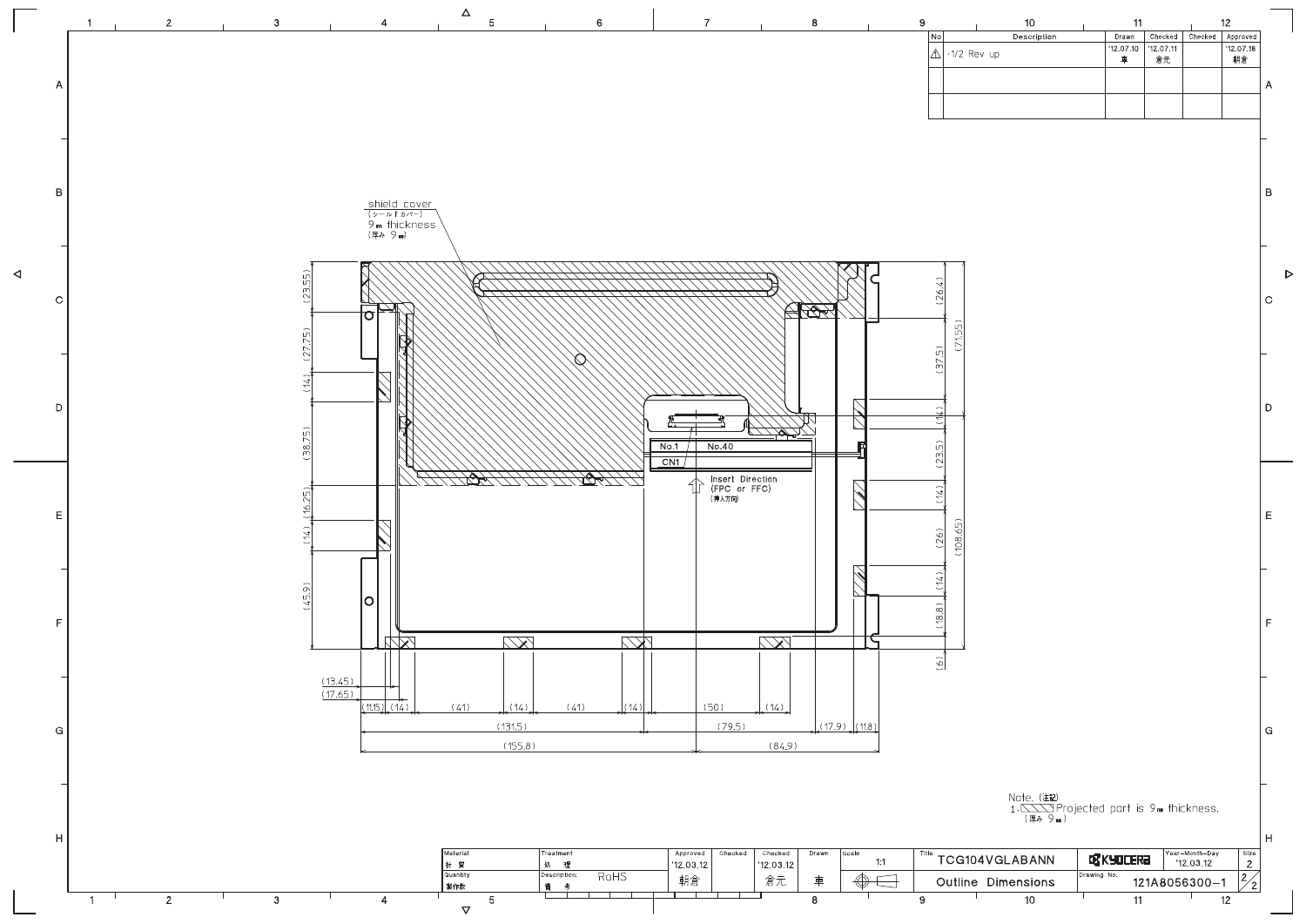| No | Description | Drawn | Checked | Checked | Approved |
|---|---|---|---|---|---|
| ⚠ | ·1/2 Rev up | '12.07.10 車 | '12.07.11 倉元 | | '12.07.18 朝倉 |
| | | | | | |
| | | | | | |

shield cover
(シールドカバー)
9㎜ thickness
(厚み 9㎜)

No.1 No.40
CN1

Insert Direction
(FPC or FFC)
(挿入方向)

(23.55) (27.75) (14) (38.75) (16.25) (14) (45.9)

(26.4) (37.5) (71.55) (14) (23.5) (14) (26) (108.65) (14) (18.8) (6)

(13.45) (17.65) (11.15) (14) (41) (14) (41) (14) (50) (14)

(131.5) (79.5) (17.9) (11.8)

(155.8) (84.9)

Note. (注記)
1. ▨ Projected part is 9㎜ thickness.
(厚み 9㎜)

| Material 材質 | Treatment 処理 | Approved | Checked | Checked | Drawn | Scale | Title | | Year-Month-Day | Size |
|---|---|---|---|---|---|---|---|---|---|---|
| Quantity 製作数 | Description; 備考 RoHS | '12.03.12 朝倉 | | '12.03.12 倉元 | 車 | 1:1 | TCG104VGLABANN | KYOCERA | '12.03.12 | 2 |
| | | | | | | | Outline Dimensions | Drawing No. 121A8056300-1 | | 2/2 |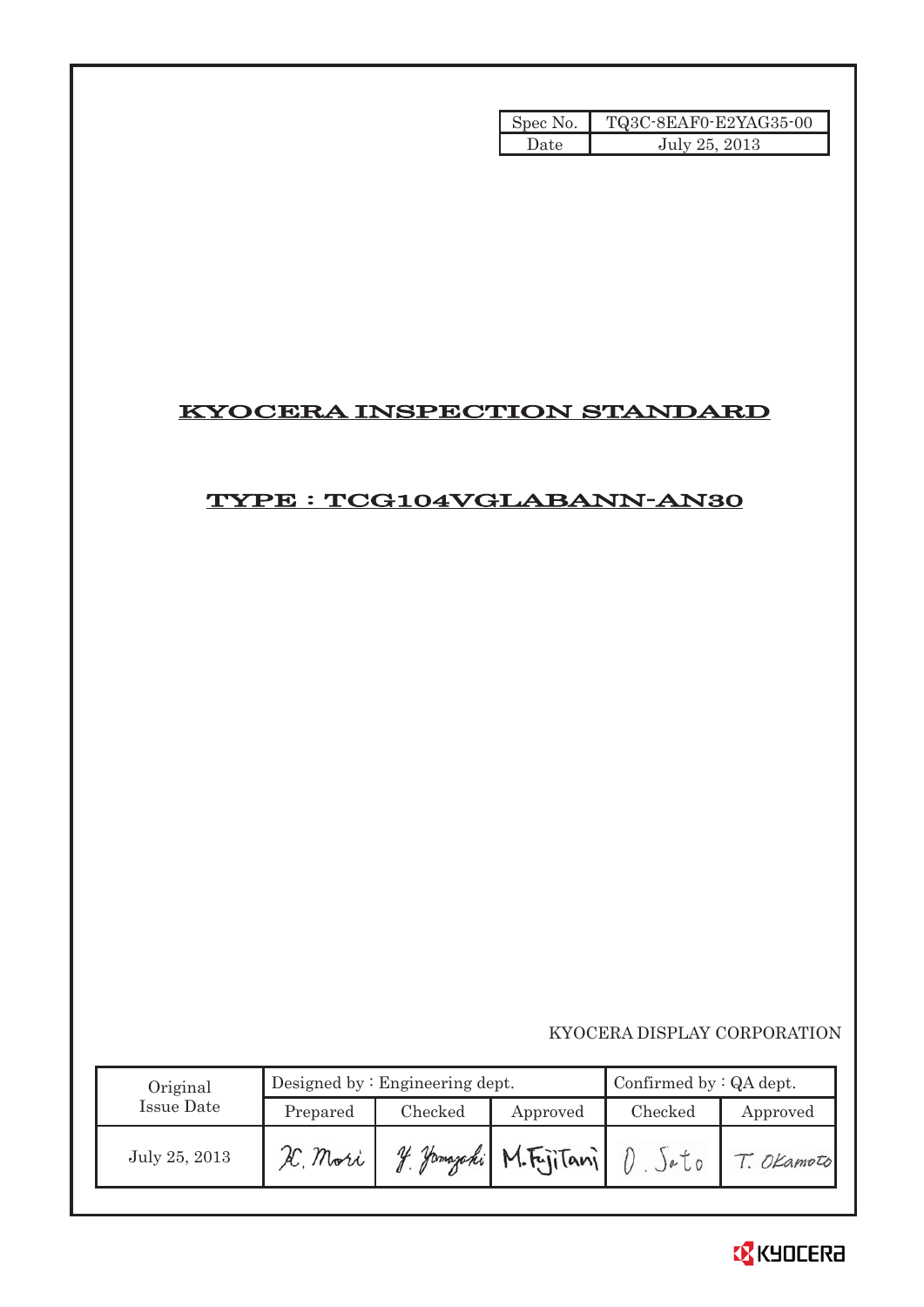| Spec No. | TQ3C-8EAF0-E2YAG35-00 |
|---|---|
| Date | July 25, 2013 |

# KYOCERA INSPECTION STANDARD

## TYPE : TCG104VGLABANN-AN30

KYOCERA DISPLAY CORPORATION

| Original Issue Date | Designed by : Engineering dept. | | | Confirmed by : QA dept. | |
|---|---|---|---|---|---|
| | Prepared | Checked | Approved | Checked | Approved |
| July 25, 2013 | K. Mori | Y. Yamazaki | M.Fujitani | O. Sato | T. Okamoto |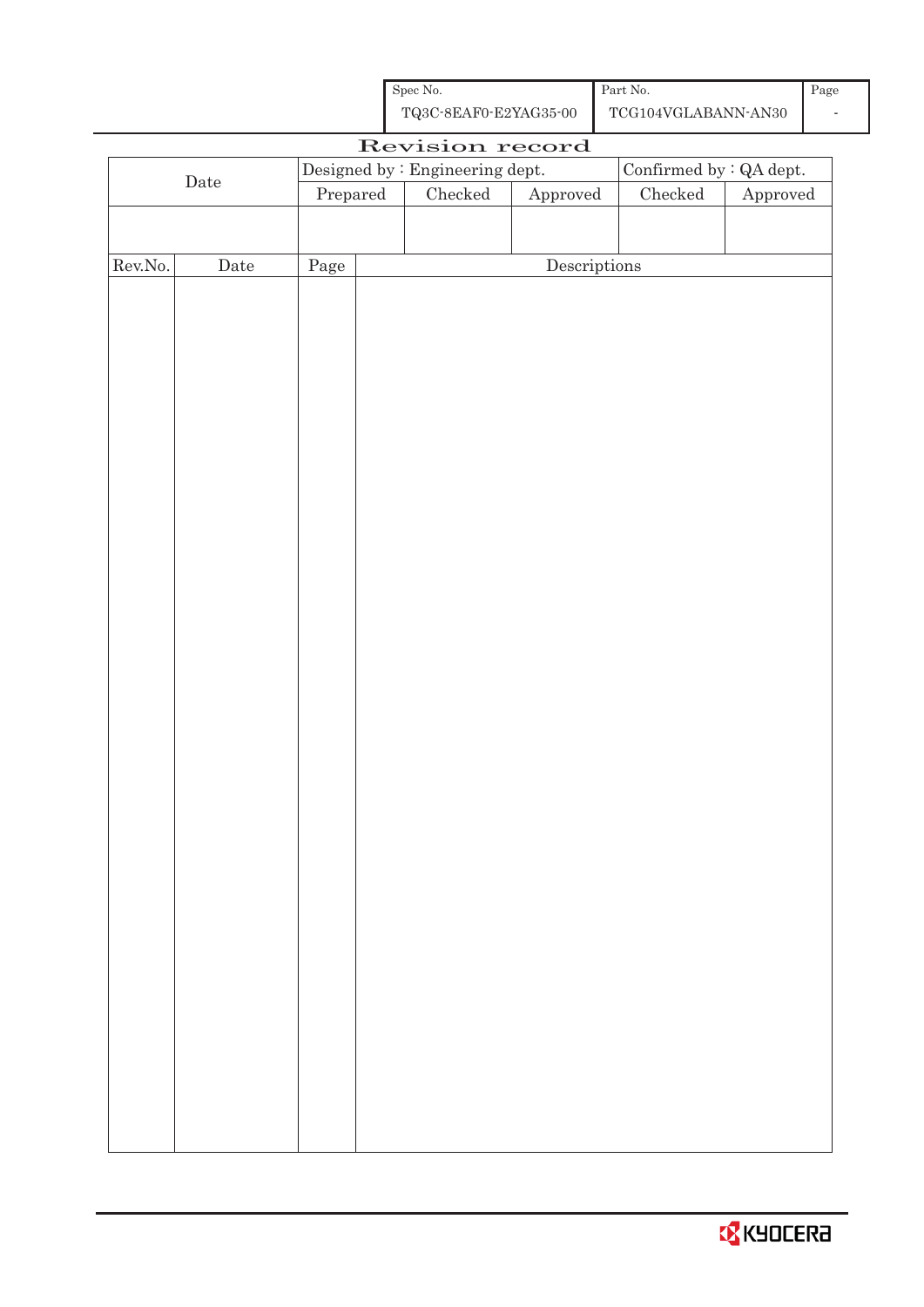| Spec No. | Part No. | Page |
|---|---|---|
| TQ3C-8EAF0-E2YAG35-00 | TCG104VGLABANN-AN30 | - |

# Revision record

| Date | Designed by : Engineering dept. | | | Confirmed by : QA dept. | |
|---|---|---|---|---|---|
| | Prepared | Checked | Approved | Checked | Approved |
| | | | | | |

| Rev.No. | Date | Page | Descriptions |
|---|---|---|---|
| | | | |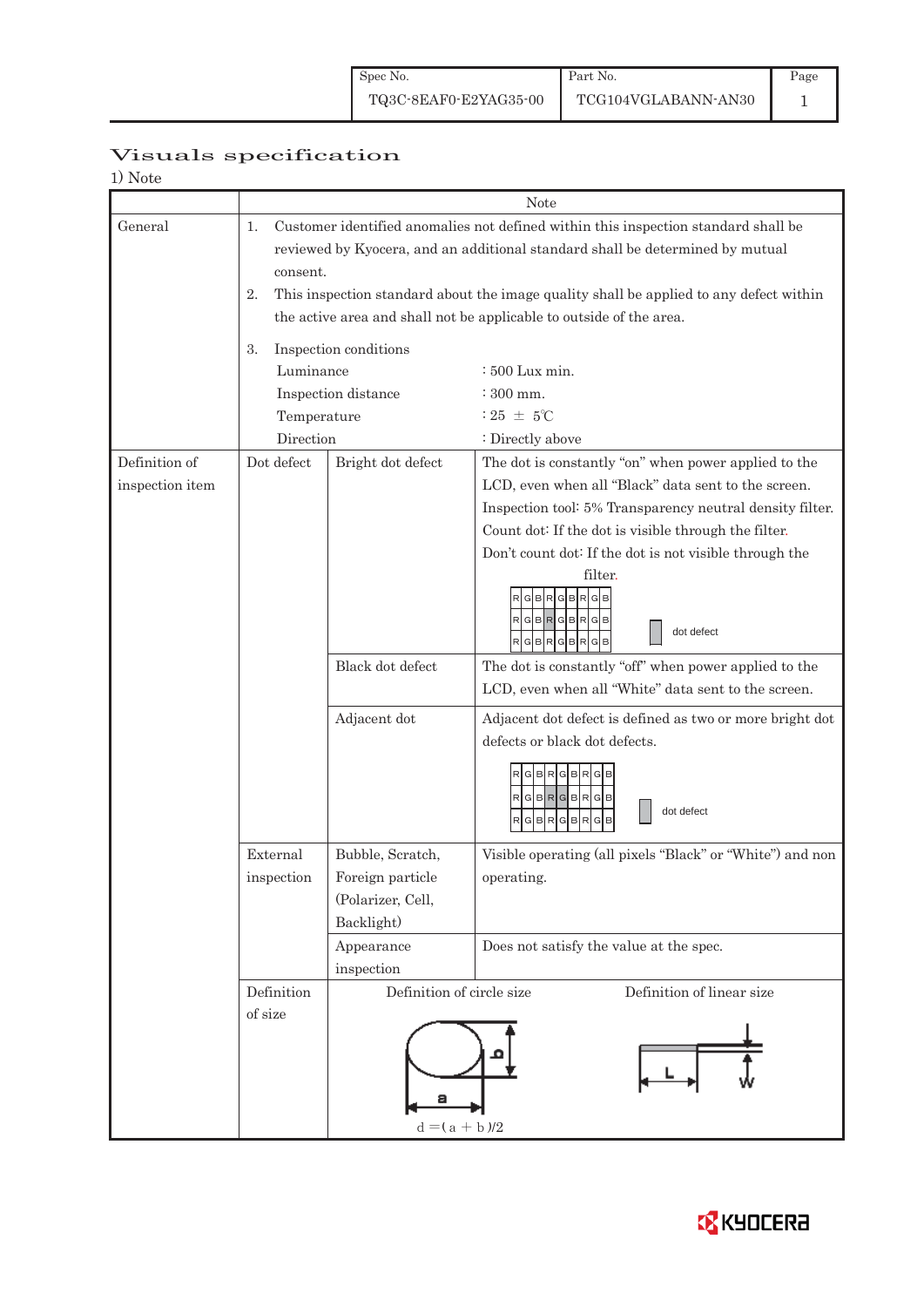| Spec No. | Part No. | Page |
|---|---|---|
| TQ3C-8EAF0-E2YAG35-00 | TCG104VGLABANN-AN30 | 1 |

# Visuals specification

1) Note

| | Note | | |
|---|---|---|---|
| General | 1. Customer identified anomalies not defined within this inspection standard shall be reviewed by Kyocera, and an additional standard shall be determined by mutual consent.<br>2. This inspection standard about the image quality shall be applied to any defect within the active area and shall not be applicable to outside of the area.<br>3. Inspection conditions<br>Luminance : 500 Lux min.<br>Inspection distance : 300 mm.<br>Temperature : 25 ± 5℃<br>Direction : Directly above | | |
| Definition of inspection item | Dot defect | Bright dot defect | The dot is constantly "on" when power applied to the LCD, even when all "Black" data sent to the screen.<br>Inspection tool: 5% Transparency neutral density filter.<br>Count dot: If the dot is visible through the filter.<br>Don't count dot: If the dot is not visible through the filter.<br>RGBRGBRGB / RGBRGBRGB / RGBRGBRGB — dot defect |
| | | Black dot defect | The dot is constantly "off" when power applied to the LCD, even when all "White" data sent to the screen. |
| | | Adjacent dot | Adjacent dot defect is defined as two or more bright dot defects or black dot defects.<br>RGBRGBRGB / RGBRGBRGB / RGBRGBRGB — dot defect |
| | External inspection | Bubble, Scratch, Foreign particle (Polarizer, Cell, Backlight) | Visible operating (all pixels "Black" or "White") and non operating. |
| | | Appearance inspection | Does not satisfy the value at the spec. |
| | Definition of size | Definition of circle size: a, b; $d = (a + b)/2$ | Definition of linear size: L, W |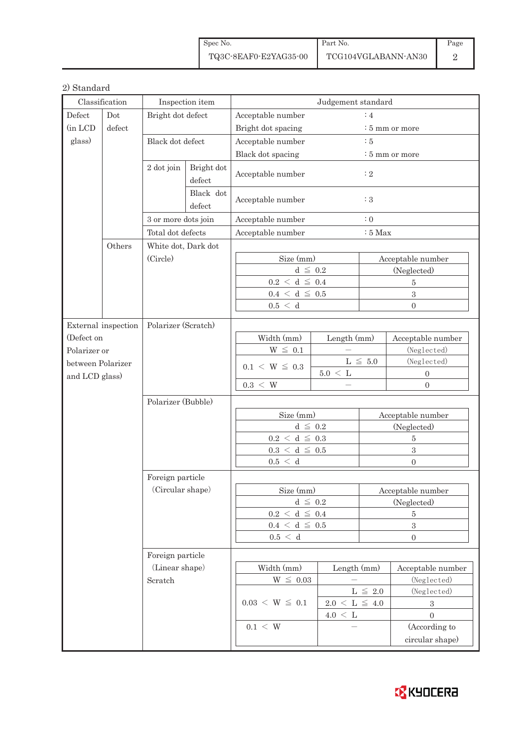2) Standard

| Classification | | Inspection item | | Judgement standard | |
|---|---|---|---|---|---|
| Defect (in LCD glass) | Dot defect | Bright dot defect | | Acceptable number<br>Bright dot spacing | : 4<br>: 5 mm or more |
| | | Black dot defect | | Acceptable number<br>Black dot spacing | : 5<br>: 5 mm or more |
| | | 2 dot join | Bright dot defect | Acceptable number | : 2 |
| | | | Black dot defect | Acceptable number | : 3 |
| | | 3 or more dots join | | Acceptable number | : 0 |
| | | Total dot defects | | Acceptable number | : 5 Max |
| | Others | White dot, Dark dot (Circle) | | See table below | |
| External inspection (Defect on Polarizer or between Polarizer and LCD glass) | | Polarizer (Scratch) | | See table below | |
| | | Polarizer (Bubble) | | See table below | |
| | | Foreign particle (Circular shape) | | See table below | |
| | | Foreign particle (Linear shape) Scratch | | See table below | |

White dot, Dark dot (Circle):

| Size (mm) | Acceptable number |
|---|---|
| d ≦ 0.2 | (Neglected) |
| 0.2 < d ≦ 0.4 | 5 |
| 0.4 < d ≦ 0.5 | 3 |
| 0.5 < d | 0 |

Polarizer (Scratch):

| Width (mm) | Length (mm) | Acceptable number |
|---|---|---|
| W ≦ 0.1 | — | (Neglected) |
| 0.1 < W ≦ 0.3 | L ≦ 5.0 | (Neglected) |
| | 5.0 < L | 0 |
| 0.3 < W | — | 0 |

Polarizer (Bubble):

| Size (mm) | Acceptable number |
|---|---|
| d ≦ 0.2 | (Neglected) |
| 0.2 < d ≦ 0.3 | 5 |
| 0.3 < d ≦ 0.5 | 3 |
| 0.5 < d | 0 |

Foreign particle (Circular shape):

| Size (mm) | Acceptable number |
|---|---|
| d ≦ 0.2 | (Neglected) |
| 0.2 < d ≦ 0.4 | 5 |
| 0.4 < d ≦ 0.5 | 3 |
| 0.5 < d | 0 |

Foreign particle (Linear shape) Scratch:

| Width (mm) | Length (mm) | Acceptable number |
|---|---|---|
| W ≦ 0.03 | — | (Neglected) |
| 0.03 < W ≦ 0.1 | L ≦ 2.0 | (Neglected) |
| | 2.0 < L ≦ 4.0 | 3 |
| | 4.0 < L | 0 |
| 0.1 < W | — | (According to circular shape) |